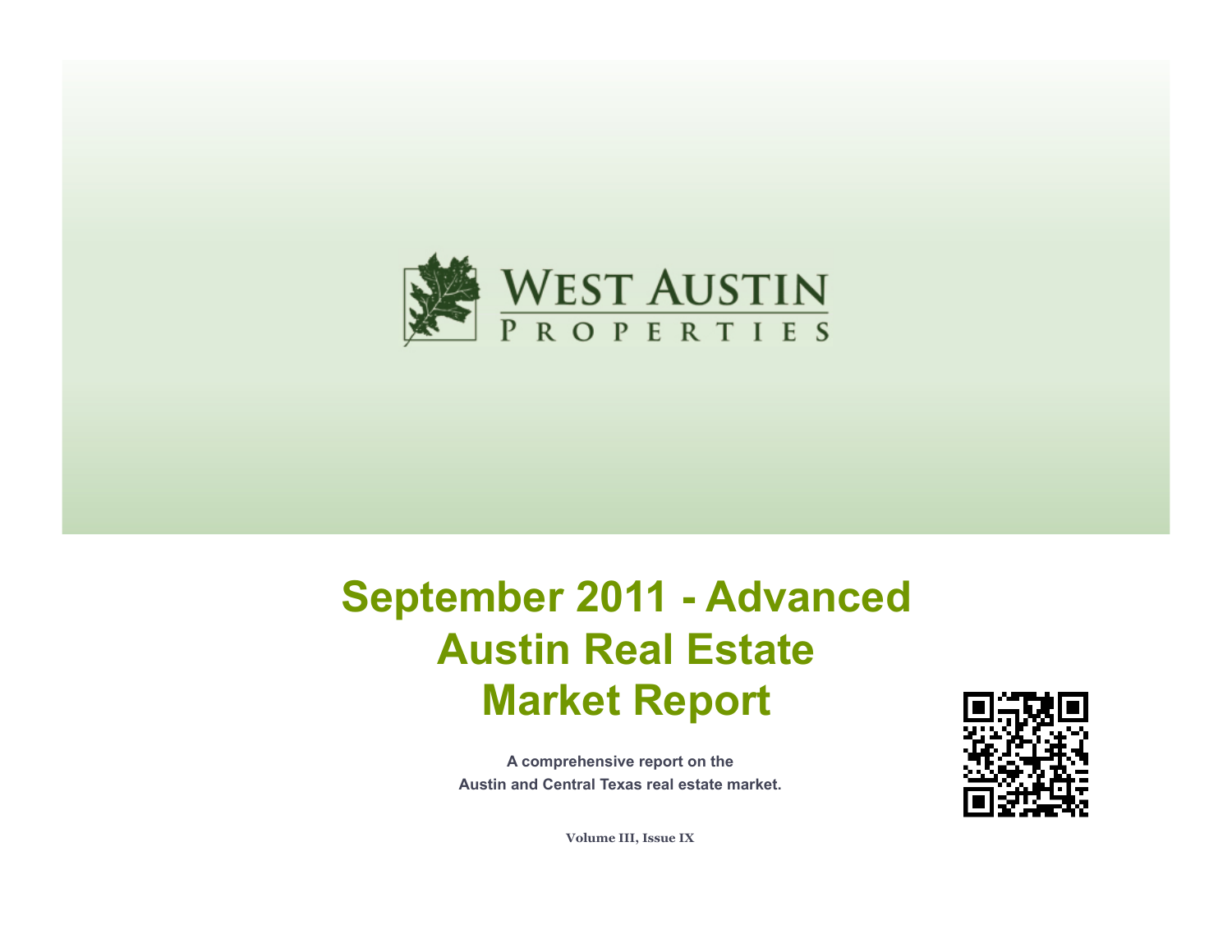WEST AUSTIN PROPERTIES

# September 2011 - Advanced Austin Real Estate Market Report

**A comprehensive report on the Austin and Central Texas real estate market.**

**Volume III, Issue IX**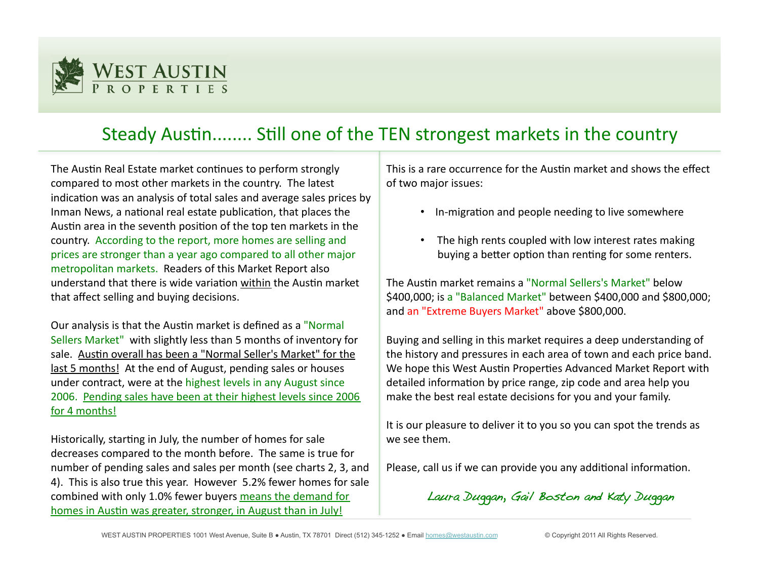# Steady Austin........ Still one of the TEN strongest markets in the country

The Austin Real Estate market continues to perform strongly compared to most other markets in the country. The latest indication was an analysis of total sales and average sales prices by Inman News, a national real estate publication, that places the Austin area in the seventh position of the top ten markets in the country. According to the report, more homes are selling and prices are stronger than a year ago compared to all other major metropolitan markets. Readers of this Market Report also understand that there is wide variation within the Austin market that affect selling and buying decisions.

Our analysis is that the Austin market is defined as a "Normal Sellers Market" with slightly less than 5 months of inventory for sale. Austin overall has been a "Normal Seller's Market" for the last 5 months! At the end of August, pending sales or houses under contract, were at the highest levels in any August since 2006. Pending sales have been at their highest levels since 2006 for 4 months!

Historically, starting in July, the number of homes for sale decreases compared to the month before. The same is true for number of pending sales and sales per month (see charts 2, 3, and 4). This is also true this year. However 5.2% fewer homes for sale combined with only 1.0% fewer buyers means the demand for homes in Austin was greater, stronger, in August than in July!

This is a rare occurrence for the Austin market and shows the effect of two major issues:

- In-migration and people needing to live somewhere
- The high rents coupled with low interest rates making buying a better option than renting for some renters.

The Austin market remains a "Normal Sellers's Market" below $400,000; is a "Balanced Market" between $400,000 and $800,000; and an "Extreme Buyers Market" above $800,000.

Buying and selling in this market requires a deep understanding of the history and pressures in each area of town and each price band. We hope this West Austin Properties Advanced Market Report with detailed information by price range, zip code and area help you make the best real estate decisions for you and your family.

It is our pleasure to deliver it to you so you can spot the trends as we see them.

Please, call us if we can provide you any additional information.

*Laura Duggan, Gail Boston and Katy Duggan*

WEST AUSTIN PROPERTIES 1001 West Avenue, Suite B • Austin, TX 78701 Direct (512) 345-1252 • Email homes@westaustin.com © Copyright 2011 All Rights Reserved.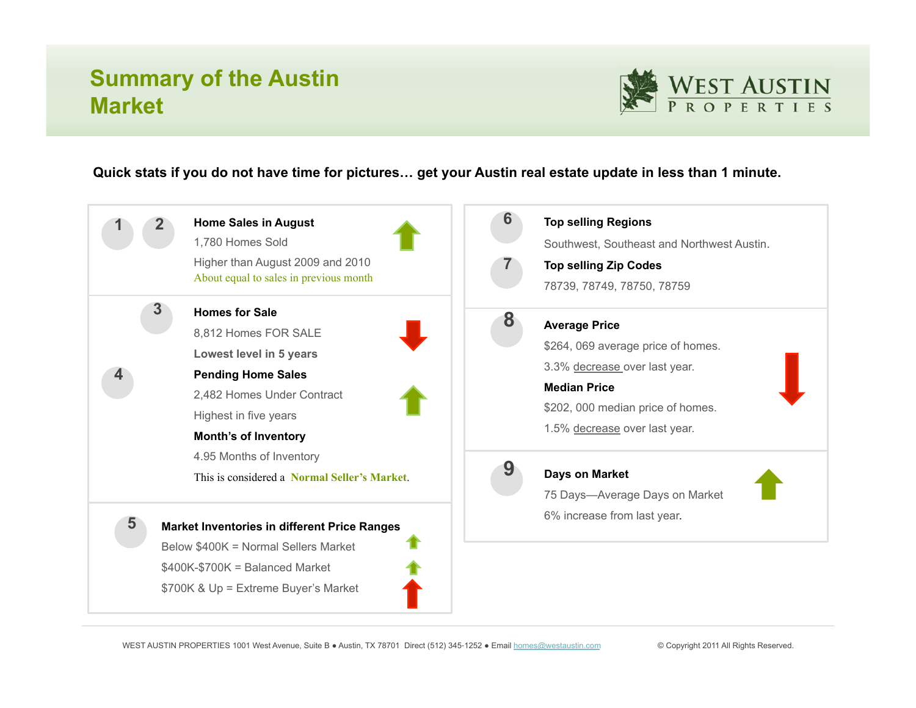# Summary of the Austin Market

WEST AUSTIN PROPERTIES

**Quick stats if you do not have time for pictures… get your Austin real estate update in less than 1 minute.**

1 2

**Home Sales in August**

1,780 Homes Sold

Higher than August 2009 and 2010

About equal to sales in previous month

3

**Homes for Sale**

8,812 Homes FOR SALE

**Lowest level in 5 years**

4

**Pending Home Sales**

2,482 Homes Under Contract

Highest in five years

**Month's of Inventory**

4.95 Months of Inventory

This is considered a **Normal Seller's Market**.

5

**Market Inventories in different Price Ranges**

Below $400K = Normal Sellers Market

$400K-$700K = Balanced Market

$700K & Up = Extreme Buyer's Market

6

**Top selling Regions**

Southwest, Southeast and Northwest Austin.

7

**Top selling Zip Codes**

78739, 78749, 78750, 78759

8

**Average Price**

$264, 069 average price of homes.

3.3% decrease over last year.

**Median Price**

$202, 000 median price of homes.

1.5% decrease over last year.

9

**Days on Market**

75 Days—Average Days on Market

6% increase from last year.

WEST AUSTIN PROPERTIES 1001 West Avenue, Suite B • Austin, TX 78701 Direct (512) 345-1252 • Email homes@westaustin.com © Copyright 2011 All Rights Reserved.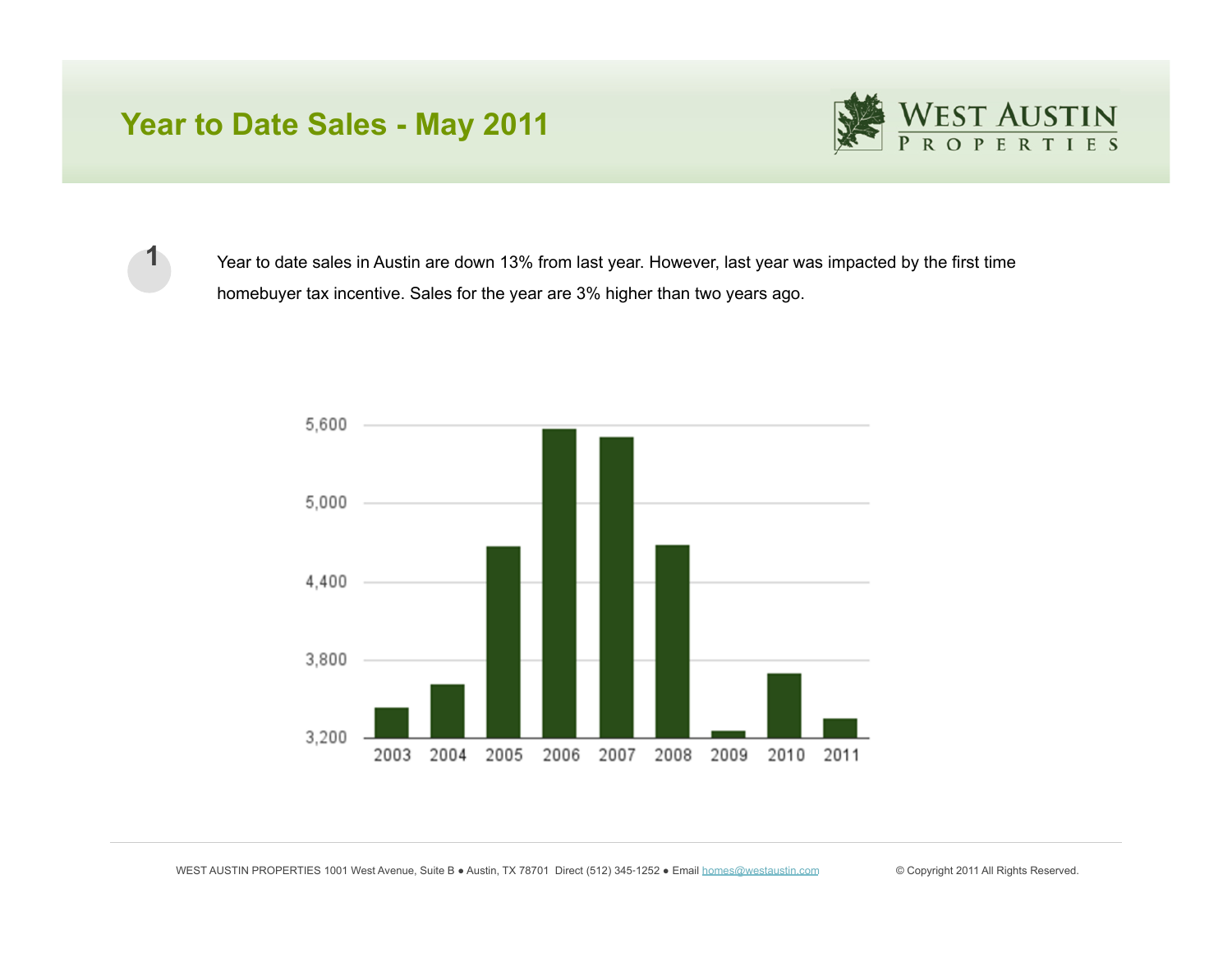# Year to Date Sales - May 2011

1. Year to date sales in Austin are down 13% from last year. However, last year was impacted by the first time homebuyer tax incentive. Sales for the year are 3% higher than two years ago.

5,600
5,000
4,400
3,800
3,200

2003 2004 2005 2006 2007 2008 2009 2010 2011

WEST AUSTIN PROPERTIES 1001 West Avenue, Suite B ● Austin, TX 78701 Direct (512) 345-1252 ● Email homes@westaustin.com

© Copyright 2011 All Rights Reserved.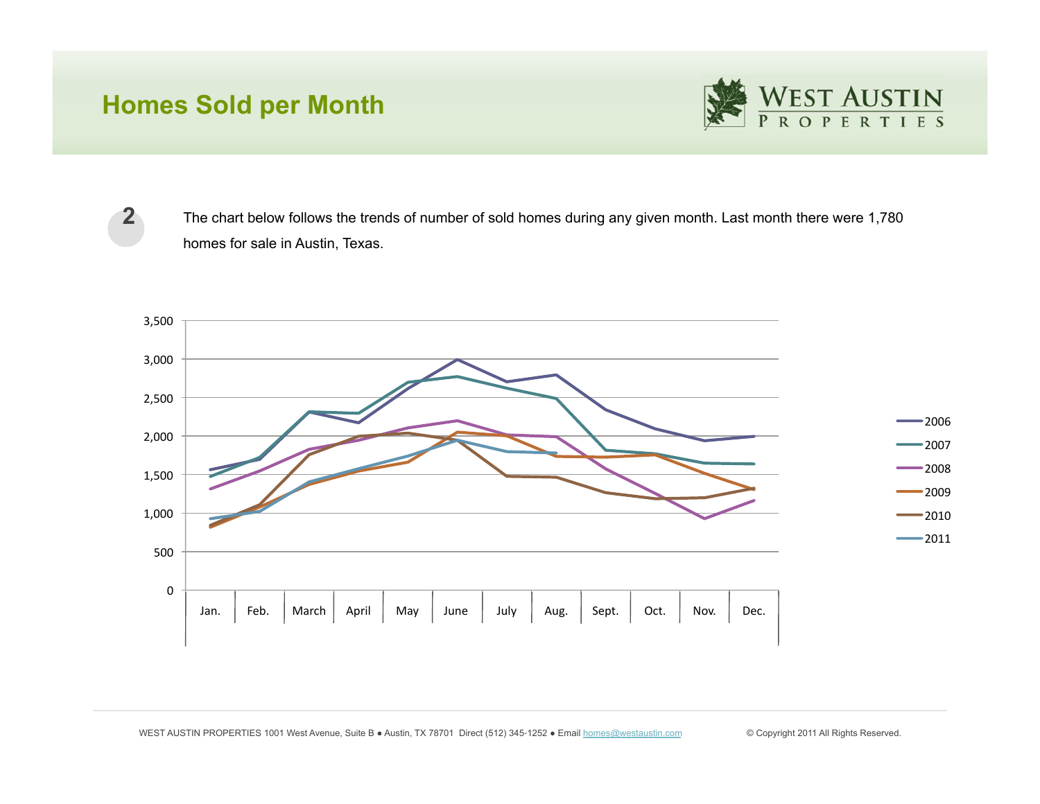# Homes Sold per Month

**2** The chart below follows the trends of number of sold homes during any given month. Last month there were 1,780 homes for sale in Austin, Texas.

3,500
3,000
2,500
2,000
1,500
1,000
500
0

Jan. Feb. March April May June July Aug. Sept. Oct. Nov. Dec.

2006
2007
2008
2009
2010
2011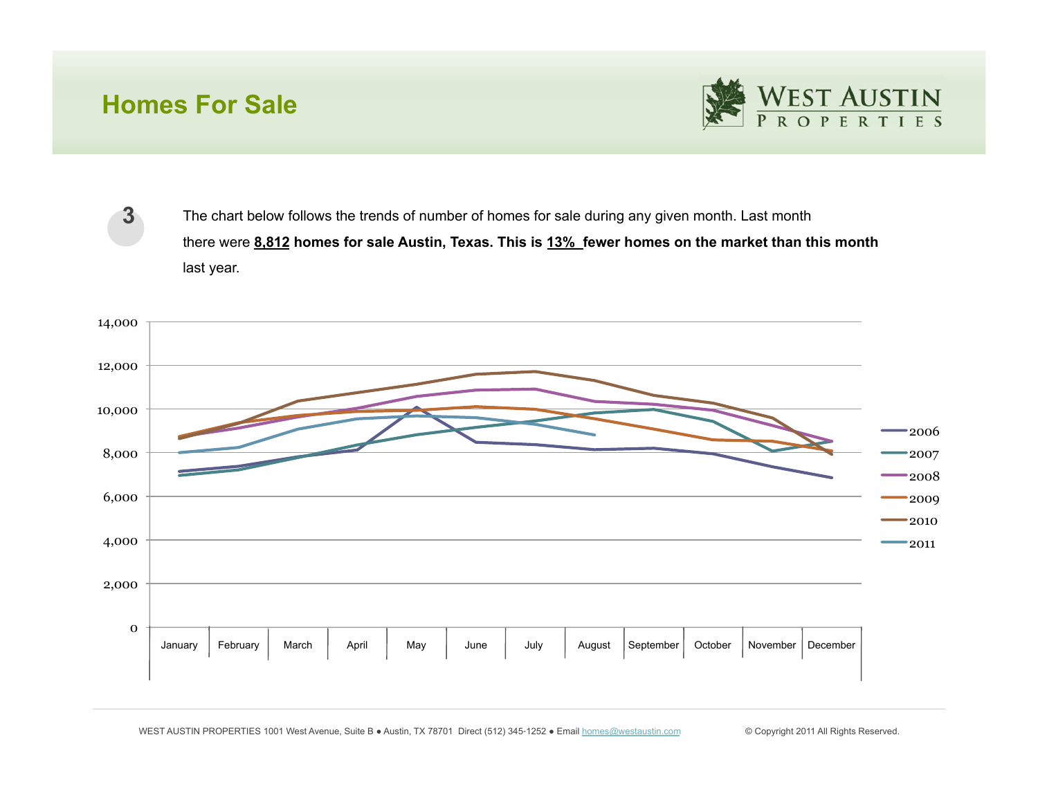# Homes For Sale

3

The chart below follows the trends of number of homes for sale during any given month. Last month there were **8,812** **homes for sale Austin, Texas. This is** **13%** **fewer homes on the market than this month** last year.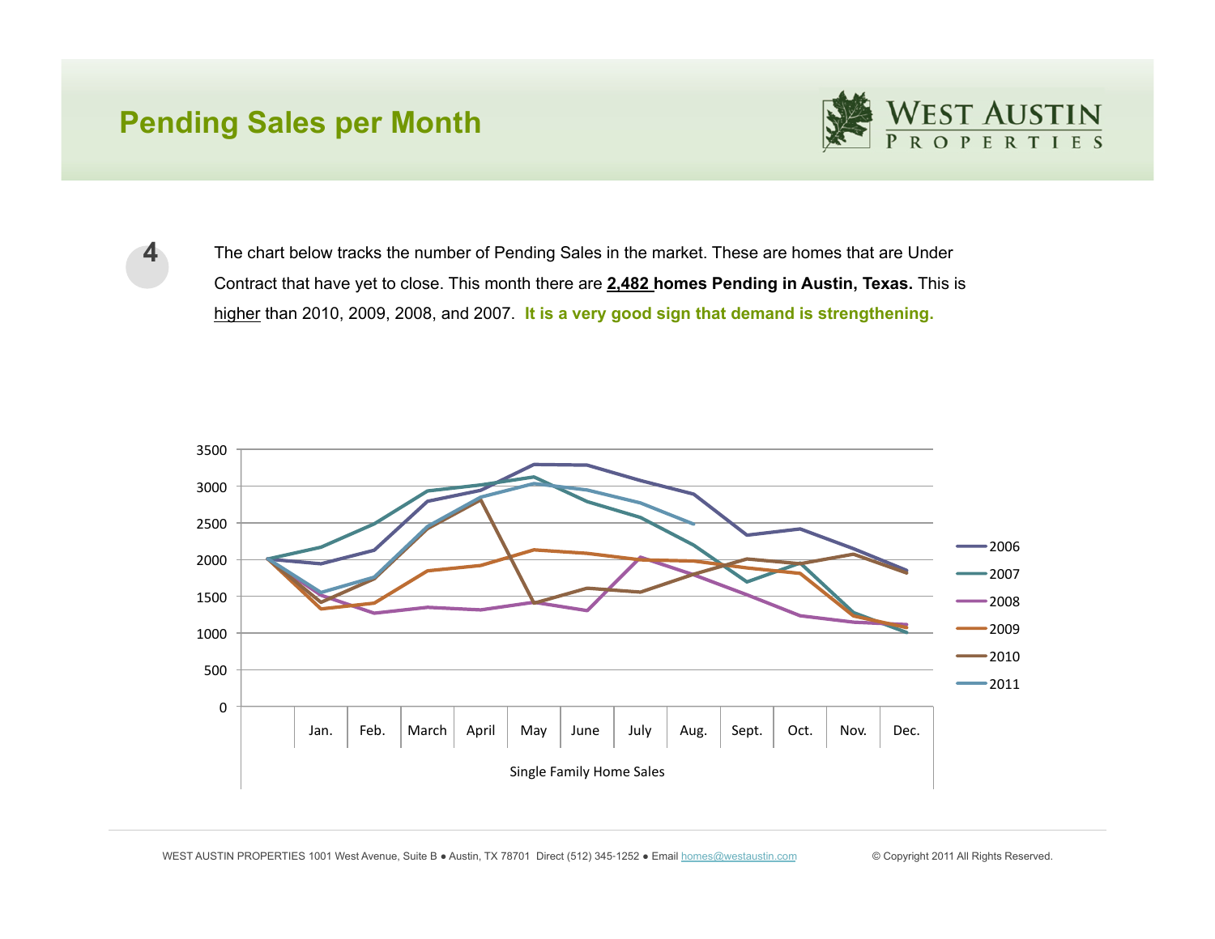# Pending Sales per Month

WEST AUSTIN PROPERTIES

4

The chart below tracks the number of Pending Sales in the market. These are homes that are Under Contract that have yet to close. This month there are **2,482 homes Pending in Austin, Texas.** This is higher than 2010, 2009, 2008, and 2007. **It is a very good sign that demand is strengthening.**

WEST AUSTIN PROPERTIES 1001 West Avenue, Suite B ● Austin, TX 78701 Direct (512) 345-1252 ● Email homes@westaustin.com

© Copyright 2011 All Rights Reserved.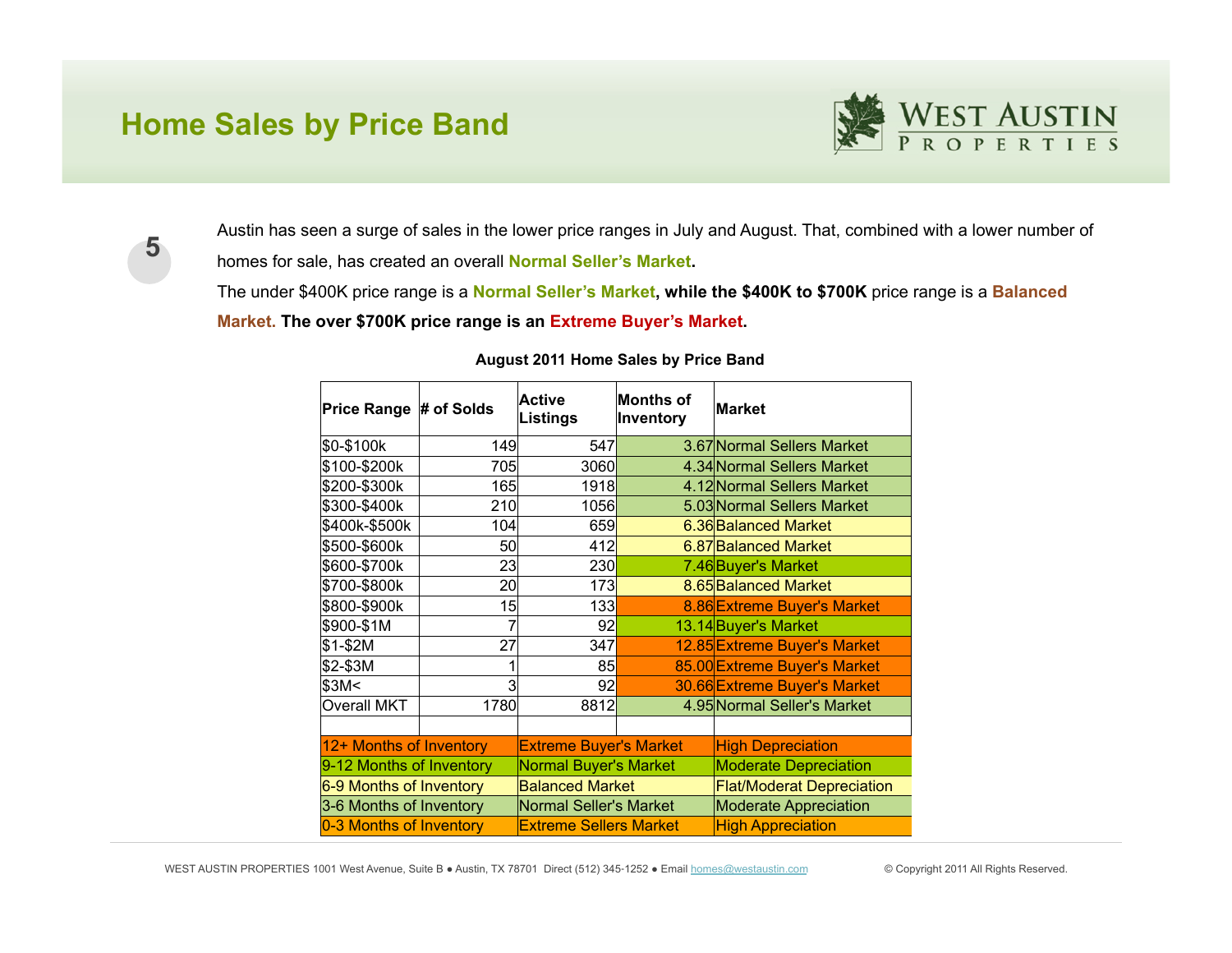## Home Sales by Price Band

5

Austin has seen a surge of sales in the lower price ranges in July and August. That, combined with a lower number of homes for sale, has created an overall **Normal Seller's Market**.

The under $400K price range is a **Normal Seller's Market, while the $400K to $700K** price range is a **Balanced Market. The over $700K price range is an Extreme Buyer's Market.**

**August 2011 Home Sales by Price Band**

| Price Range | # of Solds | Active Listings | Months of Inventory | Market |
|---|---|---|---|---|
| $0-$100k | 149 | 547 | 3.67 | Normal Sellers Market |
| $100-$200k | 705 | 3060 | 4.34 | Normal Sellers Market |
| $200-$300k | 165 | 1918 | 4.12 | Normal Sellers Market |
| $300-$400k | 210 | 1056 | 5.03 | Normal Sellers Market |
| $400k-$500k | 104 | 659 | 6.36 | Balanced Market |
| $500-$600k | 50 | 412 | 6.87 | Balanced Market |
| $600-$700k | 23 | 230 | 7.46 | Buyer's Market |
| $700-$800k | 20 | 173 | 8.65 | Balanced Market |
| $800-$900k | 15 | 133 | 8.86 | Extreme Buyer's Market |
| $900-$1M | 7 | 92 | 13.14 | Buyer's Market |
| $1-$2M | 27 | 347 | 12.85 | Extreme Buyer's Market |
| $2-$3M | 1 | 85 | 85.00 | Extreme Buyer's Market |
| $3M< | 3 | 92 | 30.66 | Extreme Buyer's Market |
| Overall MKT | 1780 | 8812 | 4.95 | Normal Seller's Market |

| Months of Inventory | Market | Appreciation |
|---|---|---|
| 12+ Months of Inventory | Extreme Buyer's Market | High Depreciation |
| 9-12 Months of Inventory | Normal Buyer's Market | Moderate Depreciation |
| 6-9 Months of Inventory | Balanced Market | Flat/Moderat Depreciation |
| 3-6 Months of Inventory | Normal Seller's Market | Moderate Appreciation |
| 0-3 Months of Inventory | Extreme Sellers Market | High Appreciation |

WEST AUSTIN PROPERTIES 1001 West Avenue, Suite B ● Austin, TX 78701 Direct (512) 345-1252 ● Email homes@westaustin.com © Copyright 2011 All Rights Reserved.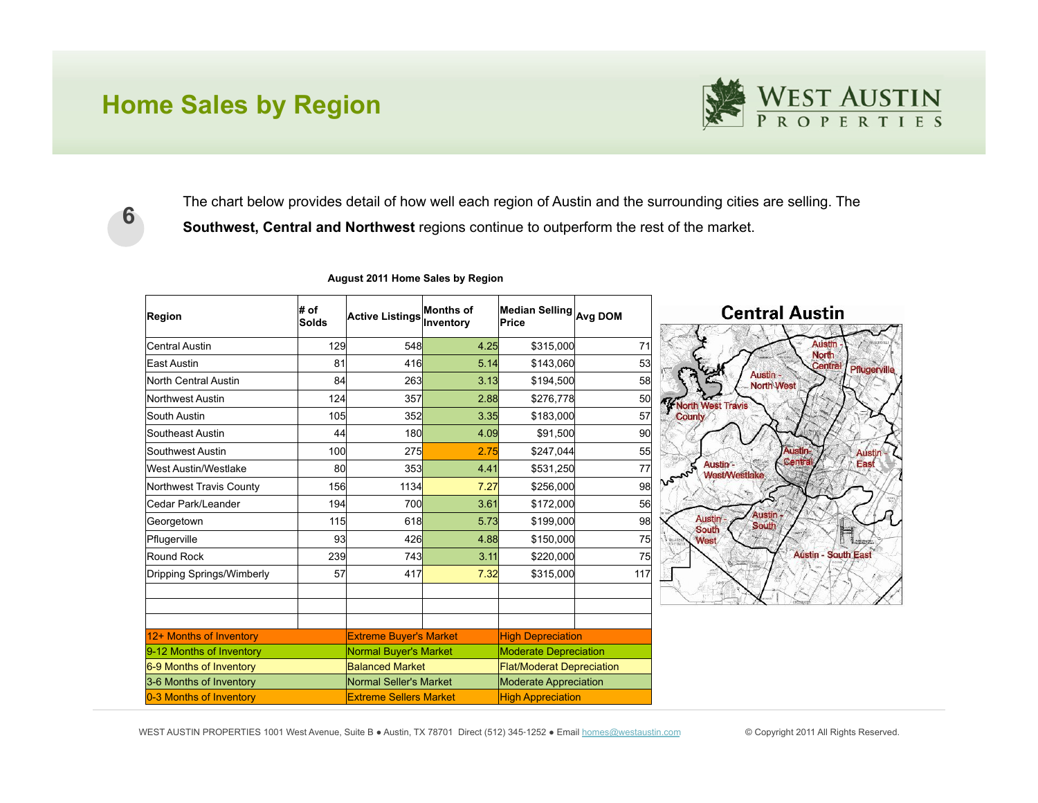# Home Sales by Region

The chart below provides detail of how well each region of Austin and the surrounding cities are selling. The **Southwest, Central and Northwest** regions continue to outperform the rest of the market.

**August 2011 Home Sales by Region**

| Region | # of Solds | Active Listings | Months of Inventory | Median Selling Price | Avg DOM |
|---|---|---|---|---|---|
| Central Austin | 129 | 548 | 4.25 | $315,000 | 71 |
| East Austin | 81 | 416 | 5.14 | $143,060 | 53 |
| North Central Austin | 84 | 263 | 3.13 | $194,500 | 58 |
| Northwest Austin | 124 | 357 | 2.88 | $276,778 | 50 |
| South Austin | 105 | 352 | 3.35 | $183,000 | 57 |
| Southeast Austin | 44 | 180 | 4.09 | $91,500 | 90 |
| Southwest Austin | 100 | 275 | 2.75 | $247,044 | 55 |
| West Austin/Westlake | 80 | 353 | 4.41 | $531,250 | 77 |
| Northwest Travis County | 156 | 1134 | 7.27 | $256,000 | 98 |
| Cedar Park/Leander | 194 | 700 | 3.61 | $172,000 | 56 |
| Georgetown | 115 | 618 | 5.73 | $199,000 | 98 |
| Pflugerville | 93 | 426 | 4.88 | $150,000 | 75 |
| Round Rock | 239 | 743 | 3.11 | $220,000 | 75 |
| Dripping Springs/Wimberly | 57 | 417 | 7.32 | $315,000 | 117 |

| Months of Inventory | Market | Appreciation |
|---|---|---|
| 12+ Months of Inventory | Extreme Buyer's Market | High Depreciation |
| 9-12 Months of Inventory | Normal Buyer's Market | Moderate Depreciation |
| 6-9 Months of Inventory | Balanced Market | Flat/Moderat Depreciation |
| 3-6 Months of Inventory | Normal Seller's Market | Moderate Appreciation |
| 0-3 Months of Inventory | Extreme Sellers Market | High Appreciation |

**Central Austin**

Austin - North Central; Pflugerville; Austin - North West; North West Travis County; Austin - Central; Austin - East; Austin - West/Westlake; Austin - South West; Austin - South; Austin - South East

WEST AUSTIN PROPERTIES 1001 West Avenue, Suite B ● Austin, TX 78701 Direct (512) 345-1252 ● Email homes@westaustin.com © Copyright 2011 All Rights Reserved.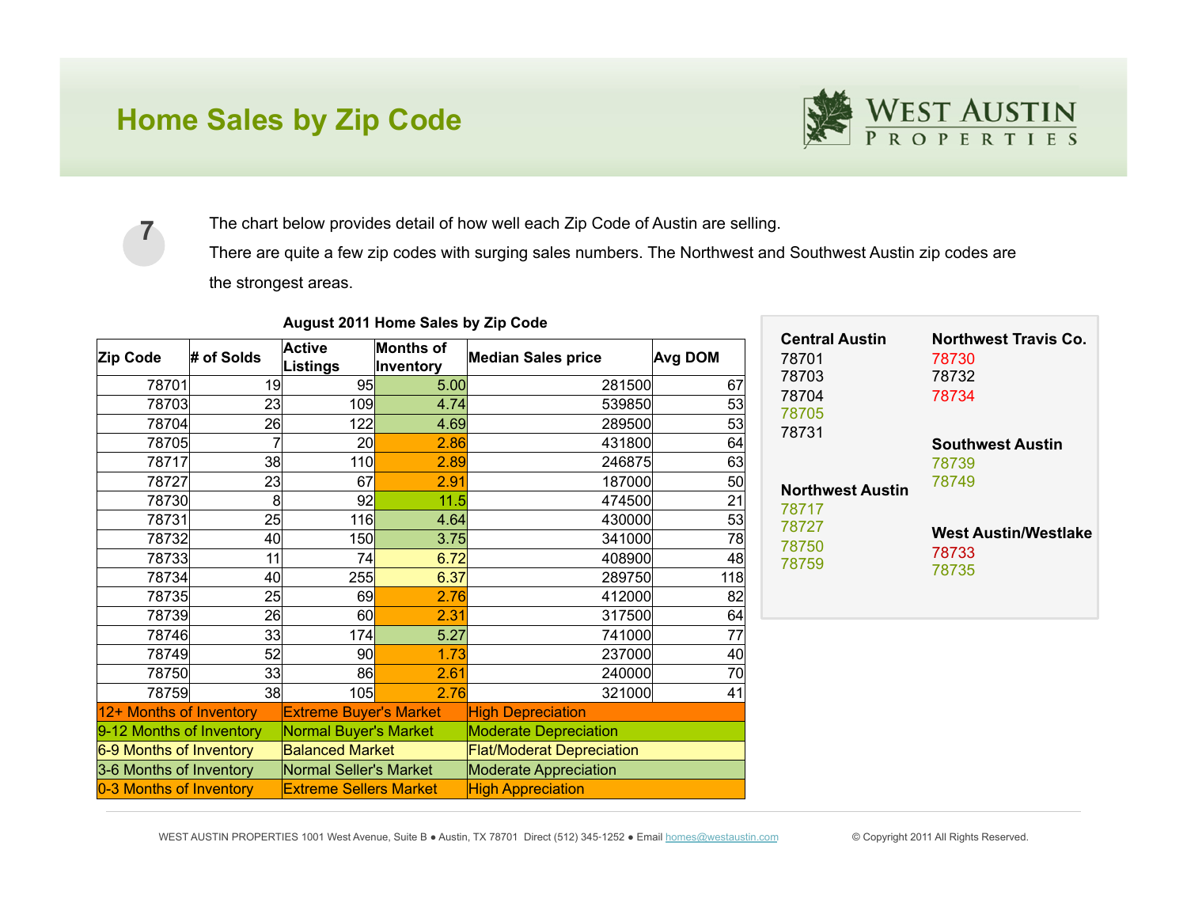# Home Sales by Zip Code

7

The chart below provides detail of how well each Zip Code of Austin are selling.

There are quite a few zip codes with surging sales numbers. The Northwest and Southwest Austin zip codes are the strongest areas.

**August 2011 Home Sales by Zip Code**

| Zip Code | # of Solds | Active Listings | Months of Inventory | Median Sales price | Avg DOM |
|---|---|---|---|---|---|
| 78701 | 19 | 95 | 5.00 | 281500 | 67 |
| 78703 | 23 | 109 | 4.74 | 539850 | 53 |
| 78704 | 26 | 122 | 4.69 | 289500 | 53 |
| 78705 | 7 | 20 | 2.86 | 431800 | 64 |
| 78717 | 38 | 110 | 2.89 | 246875 | 63 |
| 78727 | 23 | 67 | 2.91 | 187000 | 50 |
| 78730 | 8 | 92 | 11.5 | 474500 | 21 |
| 78731 | 25 | 116 | 4.64 | 430000 | 53 |
| 78732 | 40 | 150 | 3.75 | 341000 | 78 |
| 78733 | 11 | 74 | 6.72 | 408900 | 48 |
| 78734 | 40 | 255 | 6.37 | 289750 | 118 |
| 78735 | 25 | 69 | 2.76 | 412000 | 82 |
| 78739 | 26 | 60 | 2.31 | 317500 | 64 |
| 78746 | 33 | 174 | 5.27 | 741000 | 77 |
| 78749 | 52 | 90 | 1.73 | 237000 | 40 |
| 78750 | 33 | 86 | 2.61 | 240000 | 70 |
| 78759 | 38 | 105 | 2.76 | 321000 | 41 |

| Months of Inventory | Market | Appreciation |
|---|---|---|
| 12+ Months of Inventory | Extreme Buyer's Market | High Depreciation |
| 9-12 Months of Inventory | Normal Buyer's Market | Moderate Depreciation |
| 6-9 Months of Inventory | Balanced Market | Flat/Moderat Depreciation |
| 3-6 Months of Inventory | Normal Seller's Market | Moderate Appreciation |
| 0-3 Months of Inventory | Extreme Sellers Market | High Appreciation |

**Central Austin**
78701
78703
78704
78705
78731

**Northwest Austin**
78717
78727
78750
78759

**Northwest Travis Co.**
78730
78732
78734

**Southwest Austin**
78739
78749

**West Austin/Westlake**
78733
78735

WEST AUSTIN PROPERTIES 1001 West Avenue, Suite B ● Austin, TX 78701 Direct (512) 345-1252 ● Email homes@westaustin.com © Copyright 2011 All Rights Reserved.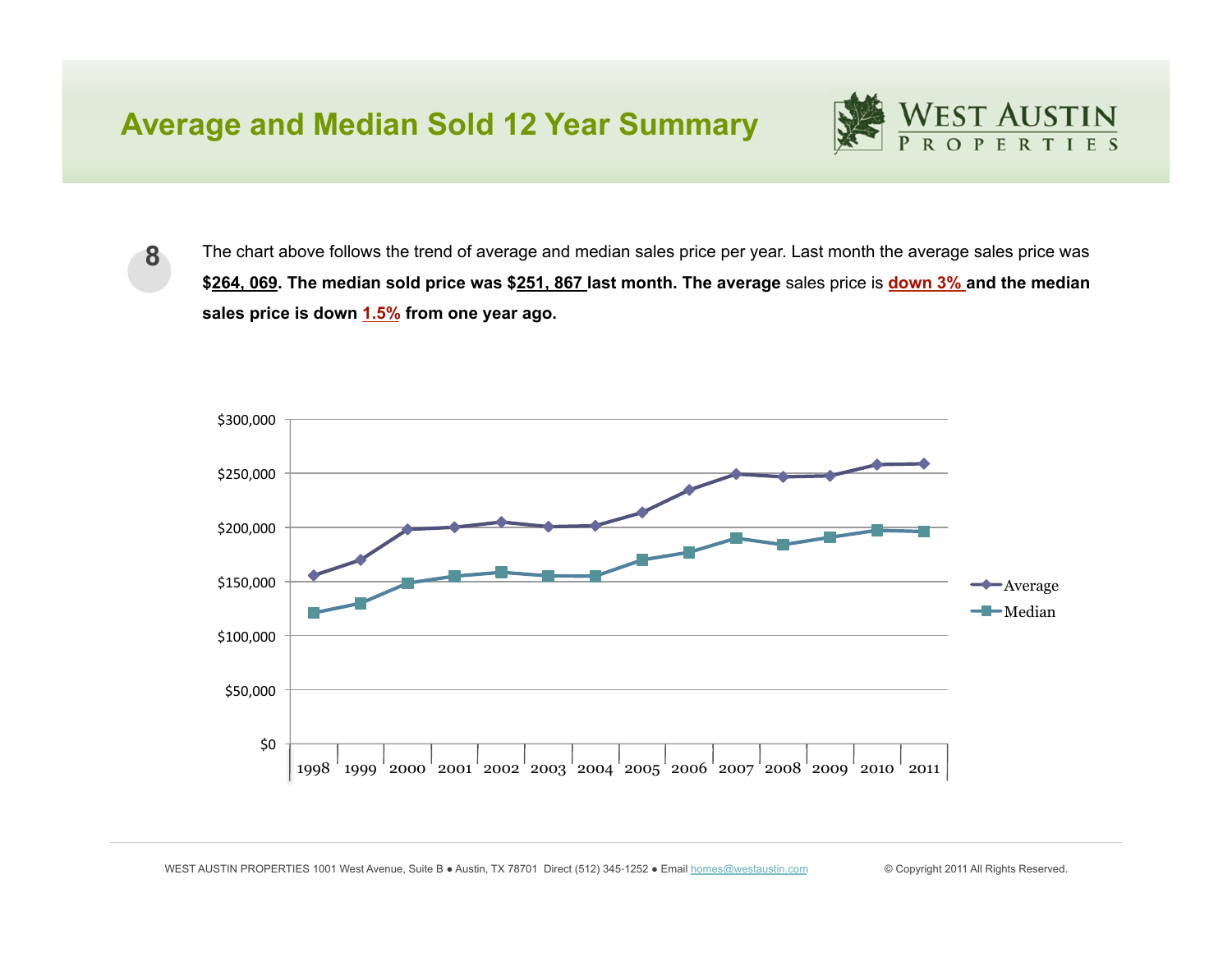## Average and Median Sold 12 Year Summary

**8**

The chart above follows the trend of average and median sales price per year. Last month the average sales price was **$264, 069. The median sold price was $251, 867 last month. The average** sales price is **down 3% and the median sales price is down 1.5% from one year ago.**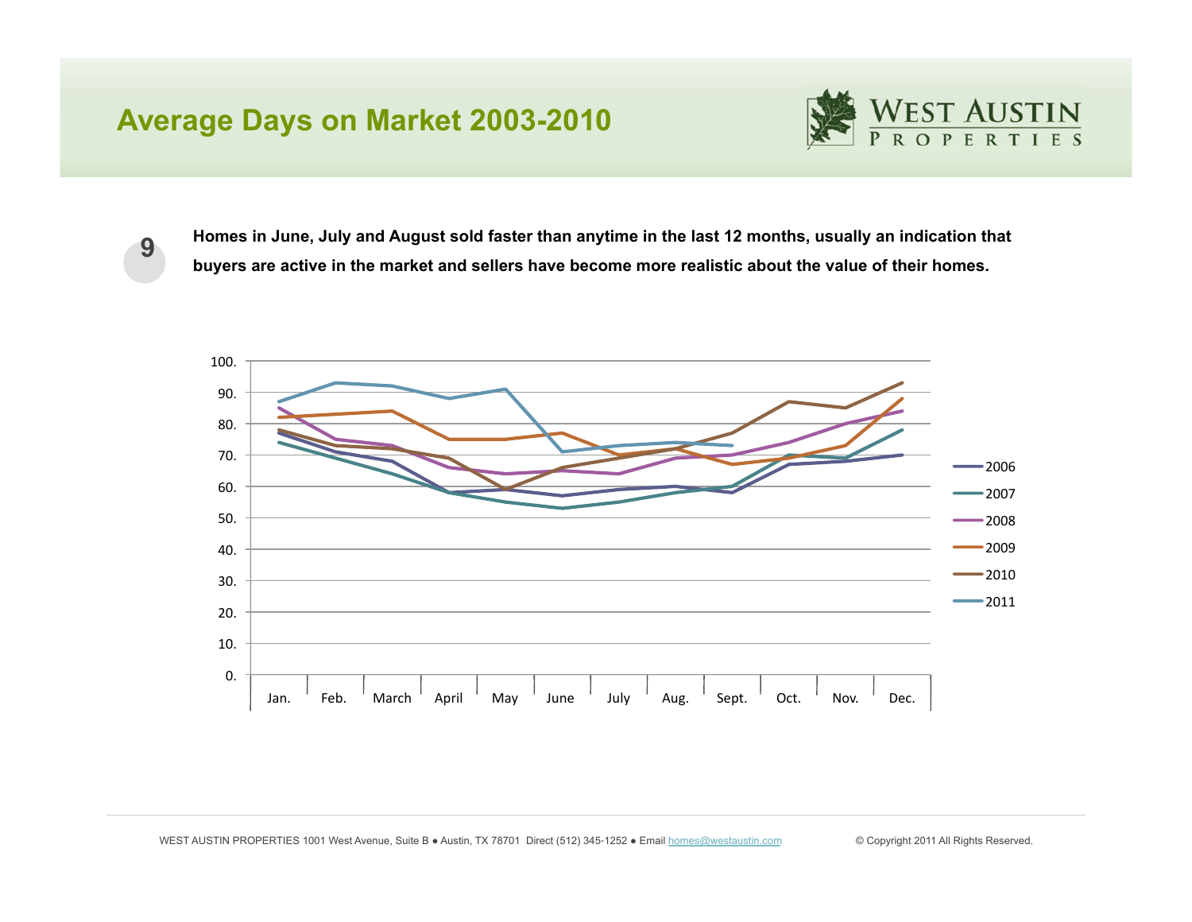# Average Days on Market 2003-2010

9

**Homes in June, July and August sold faster than anytime in the last 12 months, usually an indication that buyers are active in the market and sellers have become more realistic about the value of their homes.**

WEST AUSTIN PROPERTIES 1001 West Avenue, Suite B ● Austin, TX 78701 Direct (512) 345-1252 ● Email homes@westaustin.com

© Copyright 2011 All Rights Reserved.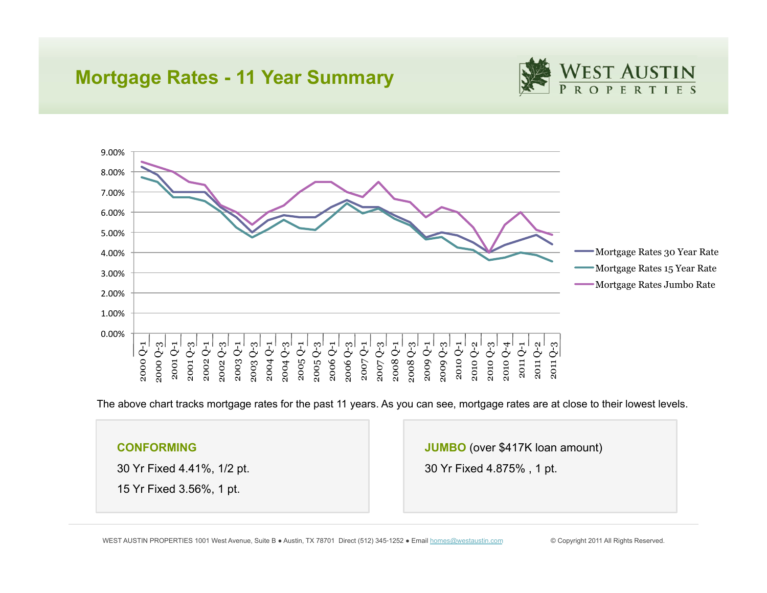# Mortgage Rates - 11 Year Summary

WEST AUSTIN PROPERTIES

The above chart tracks mortgage rates for the past 11 years. As you can see, mortgage rates are at close to their lowest levels.

**CONFORMING**

30 Yr Fixed 4.41%, 1/2 pt.

15 Yr Fixed 3.56%, 1 pt.

**JUMBO** (over $417K loan amount)

30 Yr Fixed 4.875% , 1 pt.

WEST AUSTIN PROPERTIES 1001 West Avenue, Suite B ● Austin, TX 78701 Direct (512) 345-1252 ● Email homes@westaustin.com

© Copyright 2011 All Rights Reserved.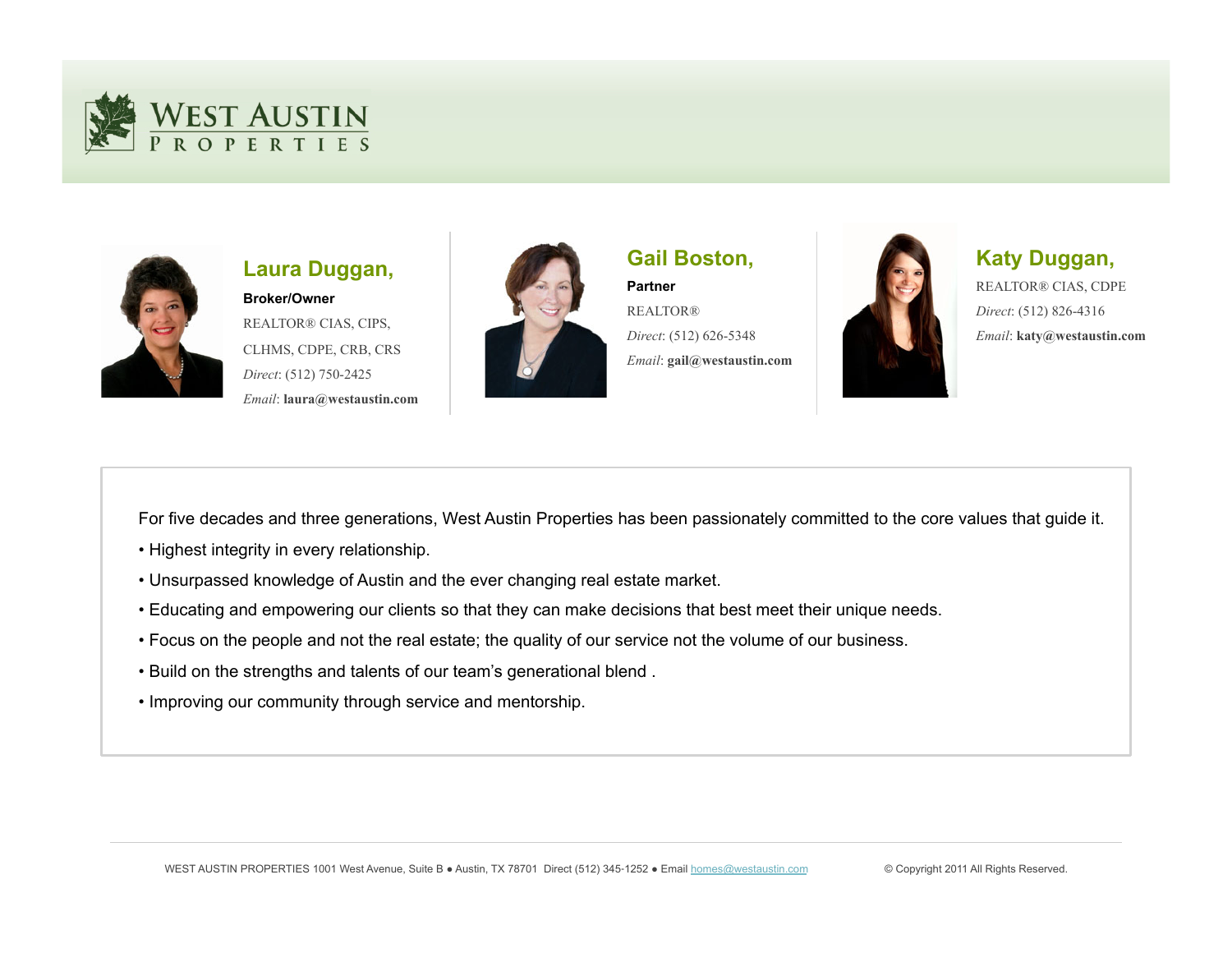# WEST AUSTIN PROPERTIES

## Laura Duggan,

**Broker/Owner**

REALTOR® CIAS, CIPS, CLHMS, CDPE, CRB, CRS

*Direct*: (512) 750-2425

*Email*: **laura@westaustin.com**

## Gail Boston,

**Partner**

REALTOR®

*Direct*: (512) 626-5348

*Email*: **gail@westaustin.com**

## Katy Duggan,

REALTOR® CIAS, CDPE

*Direct*: (512) 826-4316

*Email*: **katy@westaustin.com**

For five decades and three generations, West Austin Properties has been passionately committed to the core values that guide it.

- Highest integrity in every relationship.
- Unsurpassed knowledge of Austin and the ever changing real estate market.
- Educating and empowering our clients so that they can make decisions that best meet their unique needs.
- Focus on the people and not the real estate; the quality of our service not the volume of our business.
- Build on the strengths and talents of our team's generational blend .
- Improving our community through service and mentorship.

WEST AUSTIN PROPERTIES 1001 West Avenue, Suite B ● Austin, TX 78701 Direct (512) 345-1252 ● Email homes@westaustin.com

© Copyright 2011 All Rights Reserved.